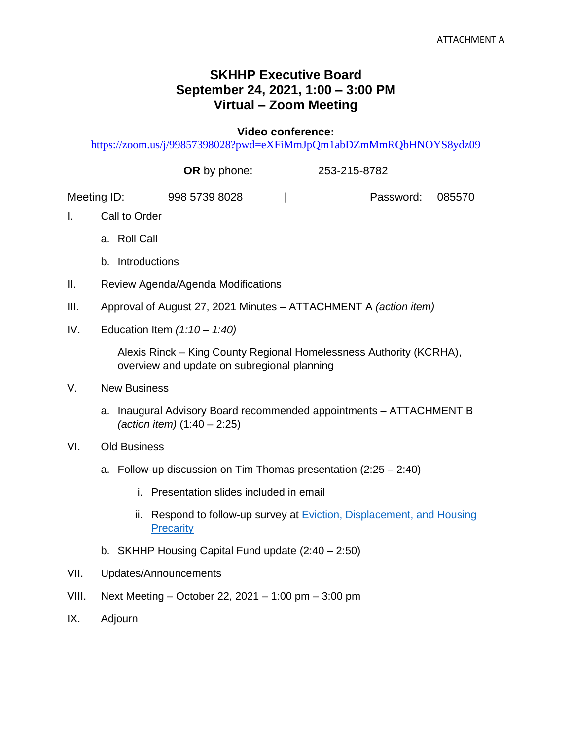ATTACHMENT A

# SKHHP Executive Board
# September 24, 2021, 1:00 – 3:00 PM
# Virtual – Zoom Meeting

**Video conference:**
https://zoom.us/j/99857398028?pwd=eXFiMmJpQm1abDZmMmRQbHNOYS8ydz09

**OR** by phone: 253-215-8782

Meeting ID: 998 5739 8028 | Password: 085570

I. Call to Order

   a. Roll Call

   b. Introductions

II. Review Agenda/Agenda Modifications

III. Approval of August 27, 2021 Minutes – ATTACHMENT A *(action item)*

IV. Education Item *(1:10 – 1:40)*

   Alexis Rinck – King County Regional Homelessness Authority (KCRHA), overview and update on subregional planning

V. New Business

   a. Inaugural Advisory Board recommended appointments – ATTACHMENT B *(action item)* (1:40 – 2:25)

VI. Old Business

   a. Follow-up discussion on Tim Thomas presentation (2:25 – 2:40)

      i. Presentation slides included in email

      ii. Respond to follow-up survey at Eviction, Displacement, and Housing Precarity

   b. SKHHP Housing Capital Fund update (2:40 – 2:50)

VII. Updates/Announcements

VIII. Next Meeting – October 22, 2021 – 1:00 pm – 3:00 pm

IX. Adjourn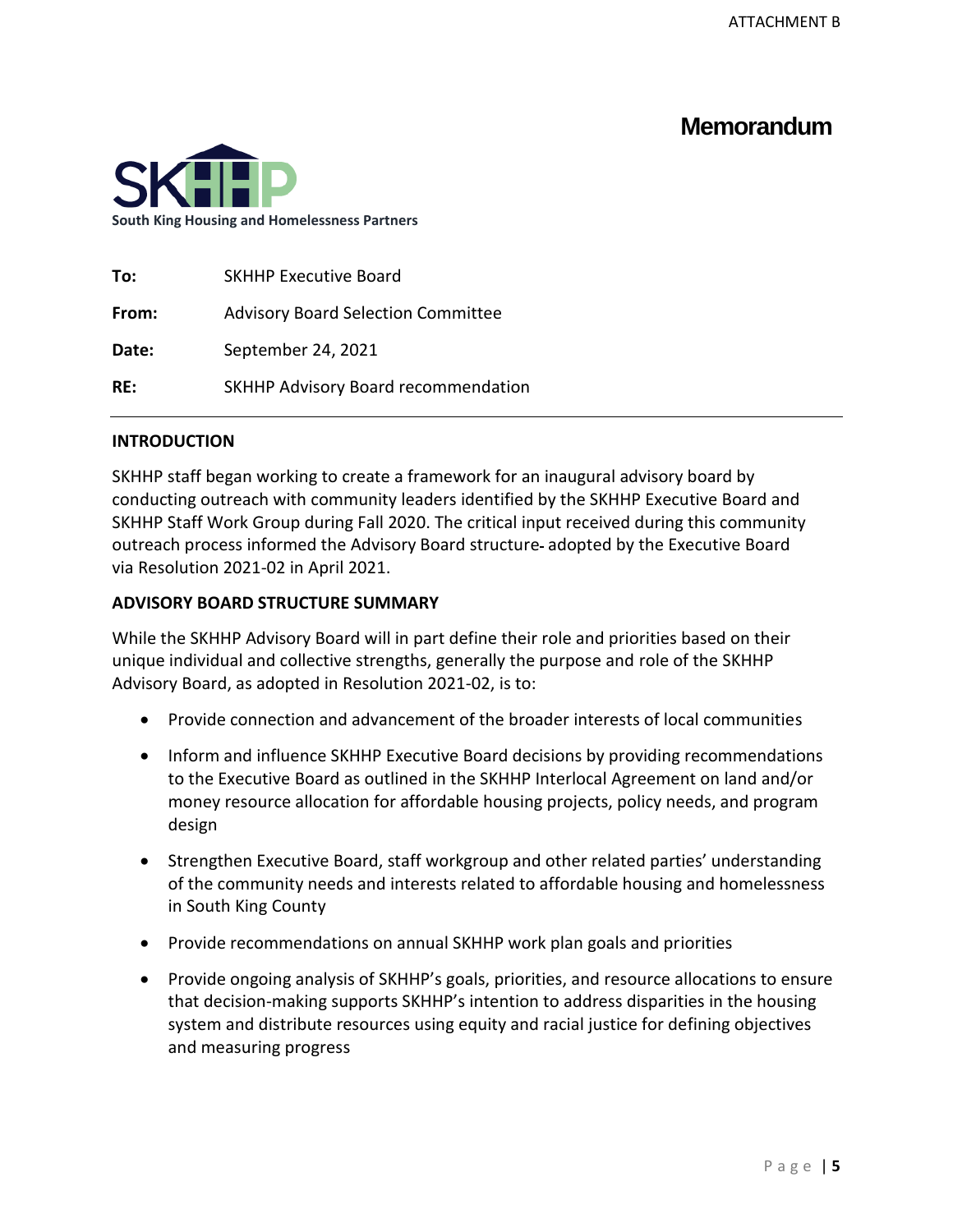ATTACHMENT B

# Memorandum

SKHHP

South King Housing and Homelessness Partners

| | |
|---|---|
| **To:** | SKHHP Executive Board |
| **From:** | Advisory Board Selection Committee |
| **Date:** | September 24, 2021 |
| **RE:** | SKHHP Advisory Board recommendation |

---

**INTRODUCTION**

SKHHP staff began working to create a framework for an inaugural advisory board by conducting outreach with community leaders identified by the SKHHP Executive Board and SKHHP Staff Work Group during Fall 2020. The critical input received during this community outreach process informed the Advisory Board structure adopted by the Executive Board via Resolution 2021-02 in April 2021.

**ADVISORY BOARD STRUCTURE SUMMARY**

While the SKHHP Advisory Board will in part define their role and priorities based on their unique individual and collective strengths, generally the purpose and role of the SKHHP Advisory Board, as adopted in Resolution 2021-02, is to:

- Provide connection and advancement of the broader interests of local communities
- Inform and influence SKHHP Executive Board decisions by providing recommendations to the Executive Board as outlined in the SKHHP Interlocal Agreement on land and/or money resource allocation for affordable housing projects, policy needs, and program design
- Strengthen Executive Board, staff workgroup and other related parties' understanding of the community needs and interests related to affordable housing and homelessness in South King County
- Provide recommendations on annual SKHHP work plan goals and priorities
- Provide ongoing analysis of SKHHP's goals, priorities, and resource allocations to ensure that decision-making supports SKHHP's intention to address disparities in the housing system and distribute resources using equity and racial justice for defining objectives and measuring progress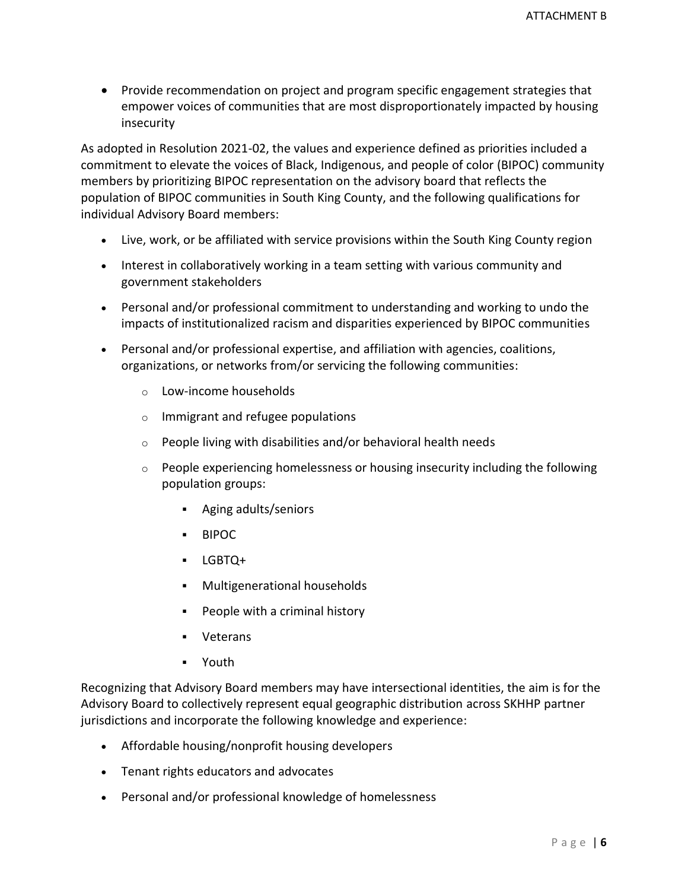- Provide recommendation on project and program specific engagement strategies that empower voices of communities that are most disproportionately impacted by housing insecurity

As adopted in Resolution 2021-02, the values and experience defined as priorities included a commitment to elevate the voices of Black, Indigenous, and people of color (BIPOC) community members by prioritizing BIPOC representation on the advisory board that reflects the population of BIPOC communities in South King County, and the following qualifications for individual Advisory Board members:

- Live, work, or be affiliated with service provisions within the South King County region
- Interest in collaboratively working in a team setting with various community and government stakeholders
- Personal and/or professional commitment to understanding and working to undo the impacts of institutionalized racism and disparities experienced by BIPOC communities
- Personal and/or professional expertise, and affiliation with agencies, coalitions, organizations, or networks from/or servicing the following communities:
  - Low-income households
  - Immigrant and refugee populations
  - People living with disabilities and/or behavioral health needs
  - People experiencing homelessness or housing insecurity including the following population groups:
    - Aging adults/seniors
    - BIPOC
    - LGBTQ+
    - Multigenerational households
    - People with a criminal history
    - Veterans
    - Youth

Recognizing that Advisory Board members may have intersectional identities, the aim is for the Advisory Board to collectively represent equal geographic distribution across SKHHP partner jurisdictions and incorporate the following knowledge and experience:

- Affordable housing/nonprofit housing developers
- Tenant rights educators and advocates
- Personal and/or professional knowledge of homelessness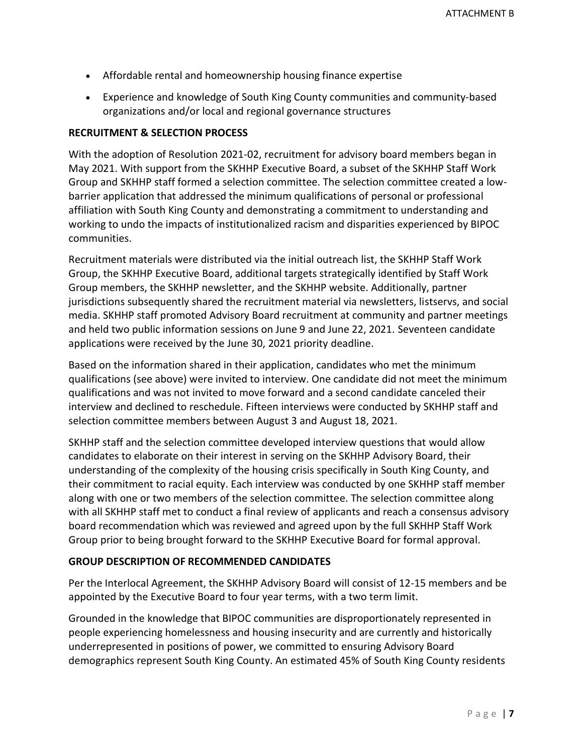- Affordable rental and homeownership housing finance expertise
- Experience and knowledge of South King County communities and community-based organizations and/or local and regional governance structures

**RECRUITMENT & SELECTION PROCESS**

With the adoption of Resolution 2021-02, recruitment for advisory board members began in May 2021. With support from the SKHHP Executive Board, a subset of the SKHHP Staff Work Group and SKHHP staff formed a selection committee. The selection committee created a low-barrier application that addressed the minimum qualifications of personal or professional affiliation with South King County and demonstrating a commitment to understanding and working to undo the impacts of institutionalized racism and disparities experienced by BIPOC communities.

Recruitment materials were distributed via the initial outreach list, the SKHHP Staff Work Group, the SKHHP Executive Board, additional targets strategically identified by Staff Work Group members, the SKHHP newsletter, and the SKHHP website. Additionally, partner jurisdictions subsequently shared the recruitment material via newsletters, listservs, and social media. SKHHP staff promoted Advisory Board recruitment at community and partner meetings and held two public information sessions on June 9 and June 22, 2021. Seventeen candidate applications were received by the June 30, 2021 priority deadline.

Based on the information shared in their application, candidates who met the minimum qualifications (see above) were invited to interview. One candidate did not meet the minimum qualifications and was not invited to move forward and a second candidate canceled their interview and declined to reschedule. Fifteen interviews were conducted by SKHHP staff and selection committee members between August 3 and August 18, 2021.

SKHHP staff and the selection committee developed interview questions that would allow candidates to elaborate on their interest in serving on the SKHHP Advisory Board, their understanding of the complexity of the housing crisis specifically in South King County, and their commitment to racial equity. Each interview was conducted by one SKHHP staff member along with one or two members of the selection committee. The selection committee along with all SKHHP staff met to conduct a final review of applicants and reach a consensus advisory board recommendation which was reviewed and agreed upon by the full SKHHP Staff Work Group prior to being brought forward to the SKHHP Executive Board for formal approval.

**GROUP DESCRIPTION OF RECOMMENDED CANDIDATES**

Per the Interlocal Agreement, the SKHHP Advisory Board will consist of 12-15 members and be appointed by the Executive Board to four year terms, with a two term limit.

Grounded in the knowledge that BIPOC communities are disproportionately represented in people experiencing homelessness and housing insecurity and are currently and historically underrepresented in positions of power, we committed to ensuring Advisory Board demographics represent South King County. An estimated 45% of South King County residents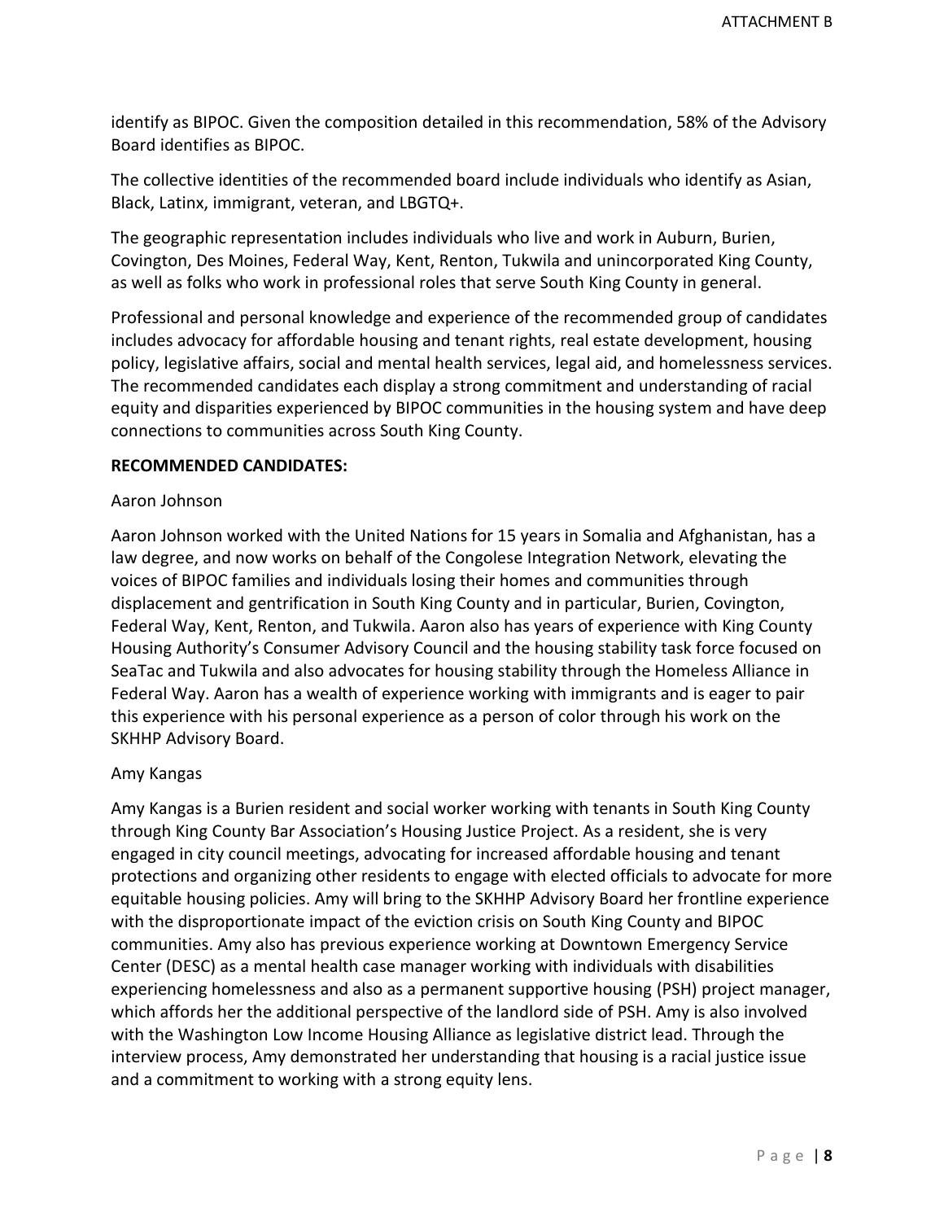identify as BIPOC. Given the composition detailed in this recommendation, 58% of the Advisory Board identifies as BIPOC.

The collective identities of the recommended board include individuals who identify as Asian, Black, Latinx, immigrant, veteran, and LBGTQ+.

The geographic representation includes individuals who live and work in Auburn, Burien, Covington, Des Moines, Federal Way, Kent, Renton, Tukwila and unincorporated King County, as well as folks who work in professional roles that serve South King County in general.

Professional and personal knowledge and experience of the recommended group of candidates includes advocacy for affordable housing and tenant rights, real estate development, housing policy, legislative affairs, social and mental health services, legal aid, and homelessness services. The recommended candidates each display a strong commitment and understanding of racial equity and disparities experienced by BIPOC communities in the housing system and have deep connections to communities across South King County.

**RECOMMENDED CANDIDATES:**

Aaron Johnson

Aaron Johnson worked with the United Nations for 15 years in Somalia and Afghanistan, has a law degree, and now works on behalf of the Congolese Integration Network, elevating the voices of BIPOC families and individuals losing their homes and communities through displacement and gentrification in South King County and in particular, Burien, Covington, Federal Way, Kent, Renton, and Tukwila. Aaron also has years of experience with King County Housing Authority's Consumer Advisory Council and the housing stability task force focused on SeaTac and Tukwila and also advocates for housing stability through the Homeless Alliance in Federal Way. Aaron has a wealth of experience working with immigrants and is eager to pair this experience with his personal experience as a person of color through his work on the SKHHP Advisory Board.

Amy Kangas

Amy Kangas is a Burien resident and social worker working with tenants in South King County through King County Bar Association's Housing Justice Project. As a resident, she is very engaged in city council meetings, advocating for increased affordable housing and tenant protections and organizing other residents to engage with elected officials to advocate for more equitable housing policies. Amy will bring to the SKHHP Advisory Board her frontline experience with the disproportionate impact of the eviction crisis on South King County and BIPOC communities. Amy also has previous experience working at Downtown Emergency Service Center (DESC) as a mental health case manager working with individuals with disabilities experiencing homelessness and also as a permanent supportive housing (PSH) project manager, which affords her the additional perspective of the landlord side of PSH. Amy is also involved with the Washington Low Income Housing Alliance as legislative district lead. Through the interview process, Amy demonstrated her understanding that housing is a racial justice issue and a commitment to working with a strong equity lens.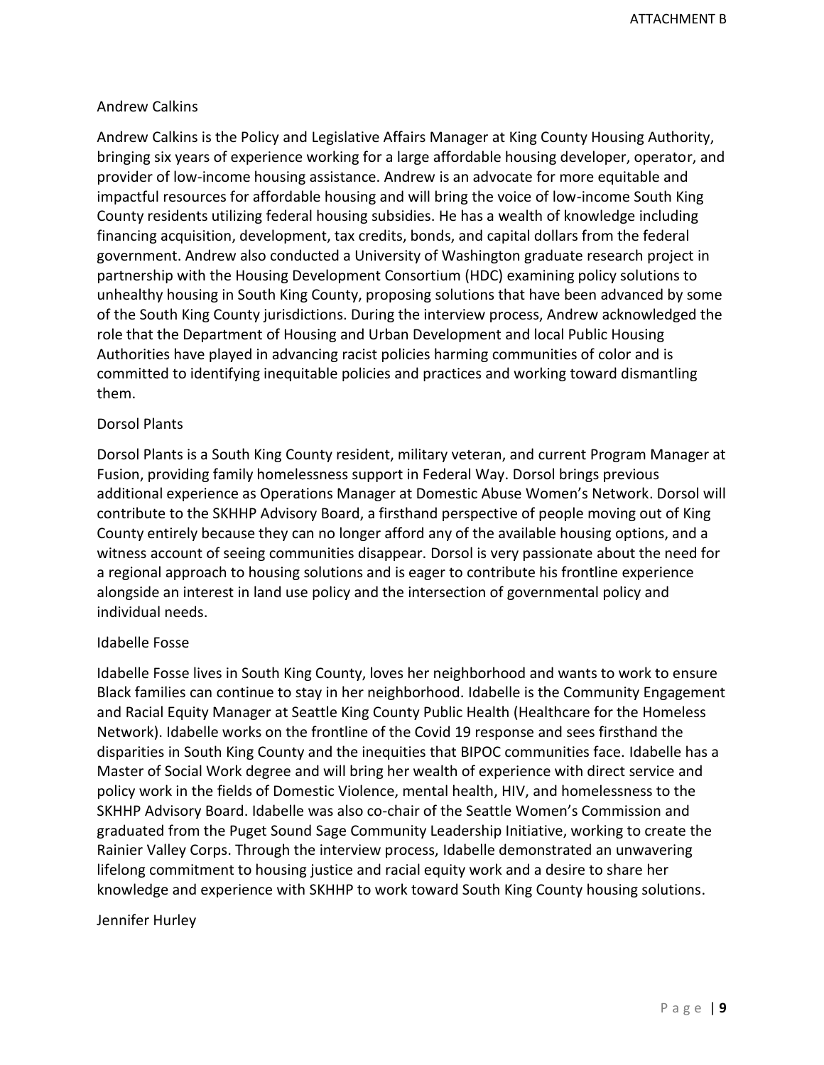Andrew Calkins

Andrew Calkins is the Policy and Legislative Affairs Manager at King County Housing Authority, bringing six years of experience working for a large affordable housing developer, operator, and provider of low-income housing assistance. Andrew is an advocate for more equitable and impactful resources for affordable housing and will bring the voice of low-income South King County residents utilizing federal housing subsidies. He has a wealth of knowledge including financing acquisition, development, tax credits, bonds, and capital dollars from the federal government. Andrew also conducted a University of Washington graduate research project in partnership with the Housing Development Consortium (HDC) examining policy solutions to unhealthy housing in South King County, proposing solutions that have been advanced by some of the South King County jurisdictions. During the interview process, Andrew acknowledged the role that the Department of Housing and Urban Development and local Public Housing Authorities have played in advancing racist policies harming communities of color and is committed to identifying inequitable policies and practices and working toward dismantling them.

Dorsol Plants

Dorsol Plants is a South King County resident, military veteran, and current Program Manager at Fusion, providing family homelessness support in Federal Way. Dorsol brings previous additional experience as Operations Manager at Domestic Abuse Women's Network. Dorsol will contribute to the SKHHP Advisory Board, a firsthand perspective of people moving out of King County entirely because they can no longer afford any of the available housing options, and a witness account of seeing communities disappear. Dorsol is very passionate about the need for a regional approach to housing solutions and is eager to contribute his frontline experience alongside an interest in land use policy and the intersection of governmental policy and individual needs.

Idabelle Fosse

Idabelle Fosse lives in South King County, loves her neighborhood and wants to work to ensure Black families can continue to stay in her neighborhood. Idabelle is the Community Engagement and Racial Equity Manager at Seattle King County Public Health (Healthcare for the Homeless Network). Idabelle works on the frontline of the Covid 19 response and sees firsthand the disparities in South King County and the inequities that BIPOC communities face. Idabelle has a Master of Social Work degree and will bring her wealth of experience with direct service and policy work in the fields of Domestic Violence, mental health, HIV, and homelessness to the SKHHP Advisory Board. Idabelle was also co-chair of the Seattle Women's Commission and graduated from the Puget Sound Sage Community Leadership Initiative, working to create the Rainier Valley Corps. Through the interview process, Idabelle demonstrated an unwavering lifelong commitment to housing justice and racial equity work and a desire to share her knowledge and experience with SKHHP to work toward South King County housing solutions.

Jennifer Hurley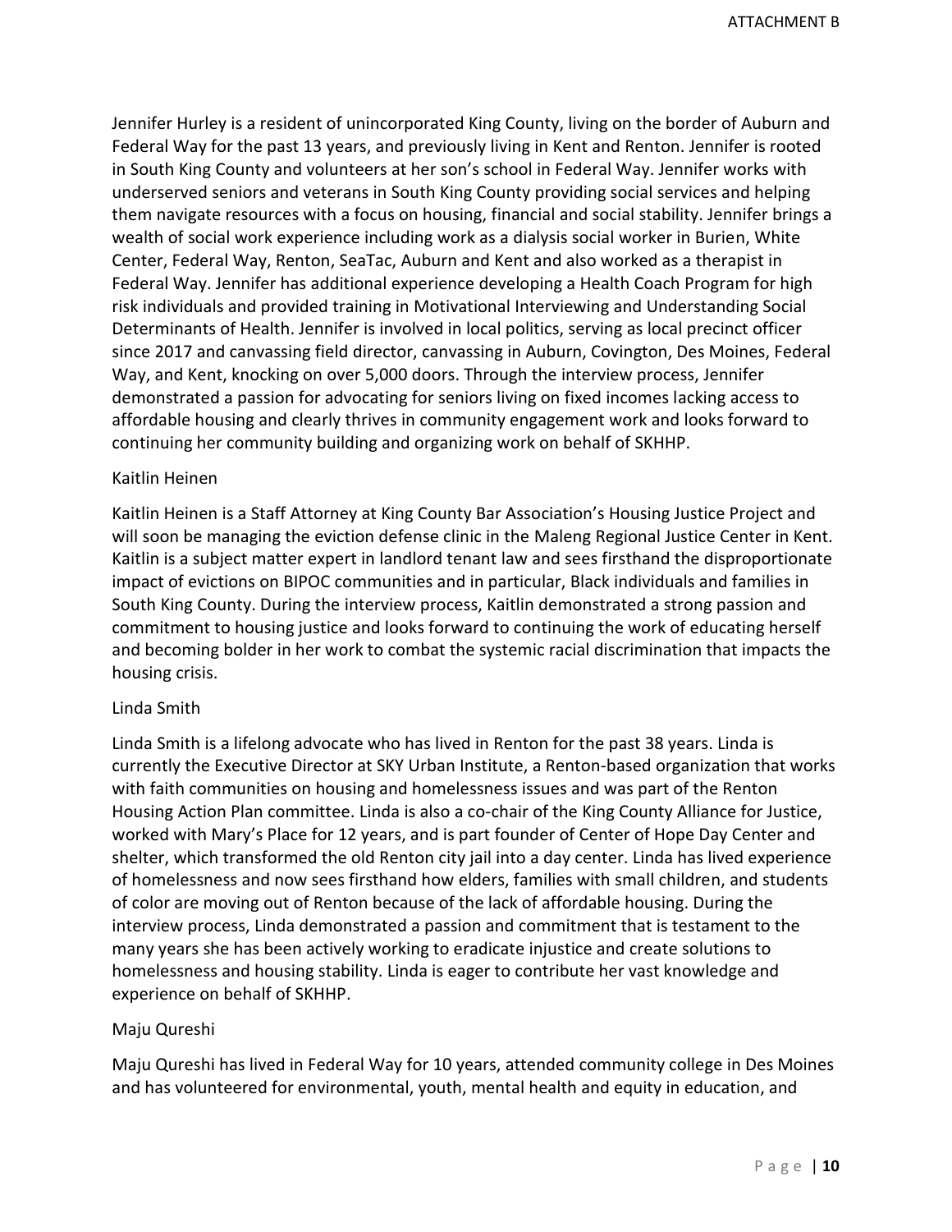Jennifer Hurley is a resident of unincorporated King County, living on the border of Auburn and Federal Way for the past 13 years, and previously living in Kent and Renton. Jennifer is rooted in South King County and volunteers at her son's school in Federal Way. Jennifer works with underserved seniors and veterans in South King County providing social services and helping them navigate resources with a focus on housing, financial and social stability. Jennifer brings a wealth of social work experience including work as a dialysis social worker in Burien, White Center, Federal Way, Renton, SeaTac, Auburn and Kent and also worked as a therapist in Federal Way. Jennifer has additional experience developing a Health Coach Program for high risk individuals and provided training in Motivational Interviewing and Understanding Social Determinants of Health. Jennifer is involved in local politics, serving as local precinct officer since 2017 and canvassing field director, canvassing in Auburn, Covington, Des Moines, Federal Way, and Kent, knocking on over 5,000 doors. Through the interview process, Jennifer demonstrated a passion for advocating for seniors living on fixed incomes lacking access to affordable housing and clearly thrives in community engagement work and looks forward to continuing her community building and organizing work on behalf of SKHHP.

Kaitlin Heinen

Kaitlin Heinen is a Staff Attorney at King County Bar Association's Housing Justice Project and will soon be managing the eviction defense clinic in the Maleng Regional Justice Center in Kent. Kaitlin is a subject matter expert in landlord tenant law and sees firsthand the disproportionate impact of evictions on BIPOC communities and in particular, Black individuals and families in South King County. During the interview process, Kaitlin demonstrated a strong passion and commitment to housing justice and looks forward to continuing the work of educating herself and becoming bolder in her work to combat the systemic racial discrimination that impacts the housing crisis.

Linda Smith

Linda Smith is a lifelong advocate who has lived in Renton for the past 38 years. Linda is currently the Executive Director at SKY Urban Institute, a Renton-based organization that works with faith communities on housing and homelessness issues and was part of the Renton Housing Action Plan committee. Linda is also a co-chair of the King County Alliance for Justice, worked with Mary's Place for 12 years, and is part founder of Center of Hope Day Center and shelter, which transformed the old Renton city jail into a day center. Linda has lived experience of homelessness and now sees firsthand how elders, families with small children, and students of color are moving out of Renton because of the lack of affordable housing. During the interview process, Linda demonstrated a passion and commitment that is testament to the many years she has been actively working to eradicate injustice and create solutions to homelessness and housing stability. Linda is eager to contribute her vast knowledge and experience on behalf of SKHHP.

Maju Qureshi

Maju Qureshi has lived in Federal Way for 10 years, attended community college in Des Moines and has volunteered for environmental, youth, mental health and equity in education, and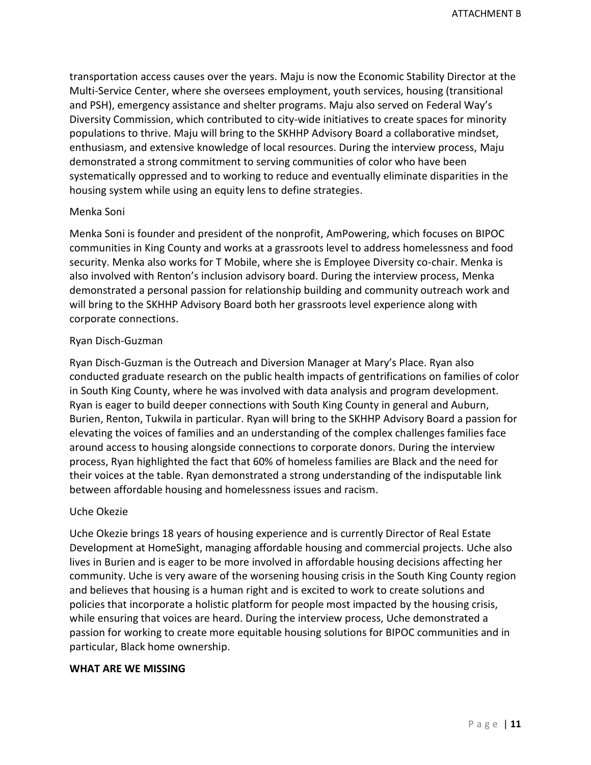transportation access causes over the years. Maju is now the Economic Stability Director at the Multi-Service Center, where she oversees employment, youth services, housing (transitional and PSH), emergency assistance and shelter programs. Maju also served on Federal Way's Diversity Commission, which contributed to city-wide initiatives to create spaces for minority populations to thrive. Maju will bring to the SKHHP Advisory Board a collaborative mindset, enthusiasm, and extensive knowledge of local resources. During the interview process, Maju demonstrated a strong commitment to serving communities of color who have been systematically oppressed and to working to reduce and eventually eliminate disparities in the housing system while using an equity lens to define strategies.

Menka Soni

Menka Soni is founder and president of the nonprofit, AmPowering, which focuses on BIPOC communities in King County and works at a grassroots level to address homelessness and food security. Menka also works for T Mobile, where she is Employee Diversity co-chair. Menka is also involved with Renton's inclusion advisory board. During the interview process, Menka demonstrated a personal passion for relationship building and community outreach work and will bring to the SKHHP Advisory Board both her grassroots level experience along with corporate connections.

Ryan Disch-Guzman

Ryan Disch-Guzman is the Outreach and Diversion Manager at Mary's Place. Ryan also conducted graduate research on the public health impacts of gentrifications on families of color in South King County, where he was involved with data analysis and program development. Ryan is eager to build deeper connections with South King County in general and Auburn, Burien, Renton, Tukwila in particular. Ryan will bring to the SKHHP Advisory Board a passion for elevating the voices of families and an understanding of the complex challenges families face around access to housing alongside connections to corporate donors. During the interview process, Ryan highlighted the fact that 60% of homeless families are Black and the need for their voices at the table. Ryan demonstrated a strong understanding of the indisputable link between affordable housing and homelessness issues and racism.

Uche Okezie

Uche Okezie brings 18 years of housing experience and is currently Director of Real Estate Development at HomeSight, managing affordable housing and commercial projects. Uche also lives in Burien and is eager to be more involved in affordable housing decisions affecting her community. Uche is very aware of the worsening housing crisis in the South King County region and believes that housing is a human right and is excited to work to create solutions and policies that incorporate a holistic platform for people most impacted by the housing crisis, while ensuring that voices are heard. During the interview process, Uche demonstrated a passion for working to create more equitable housing solutions for BIPOC communities and in particular, Black home ownership.

**WHAT ARE WE MISSING**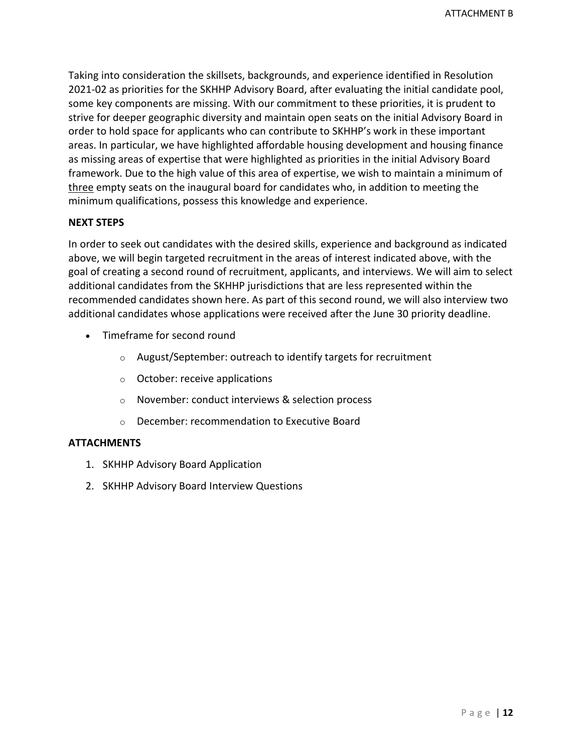Taking into consideration the skillsets, backgrounds, and experience identified in Resolution 2021-02 as priorities for the SKHHP Advisory Board, after evaluating the initial candidate pool, some key components are missing. With our commitment to these priorities, it is prudent to strive for deeper geographic diversity and maintain open seats on the initial Advisory Board in order to hold space for applicants who can contribute to SKHHP's work in these important areas. In particular, we have highlighted affordable housing development and housing finance as missing areas of expertise that were highlighted as priorities in the initial Advisory Board framework. Due to the high value of this area of expertise, we wish to maintain a minimum of <u>three</u> empty seats on the inaugural board for candidates who, in addition to meeting the minimum qualifications, possess this knowledge and experience.

**NEXT STEPS**

In order to seek out candidates with the desired skills, experience and background as indicated above, we will begin targeted recruitment in the areas of interest indicated above, with the goal of creating a second round of recruitment, applicants, and interviews. We will aim to select additional candidates from the SKHHP jurisdictions that are less represented within the recommended candidates shown here. As part of this second round, we will also interview two additional candidates whose applications were received after the June 30 priority deadline.

- Timeframe for second round
  - August/September: outreach to identify targets for recruitment
  - October: receive applications
  - November: conduct interviews & selection process
  - December: recommendation to Executive Board

**ATTACHMENTS**

1. SKHHP Advisory Board Application
2. SKHHP Advisory Board Interview Questions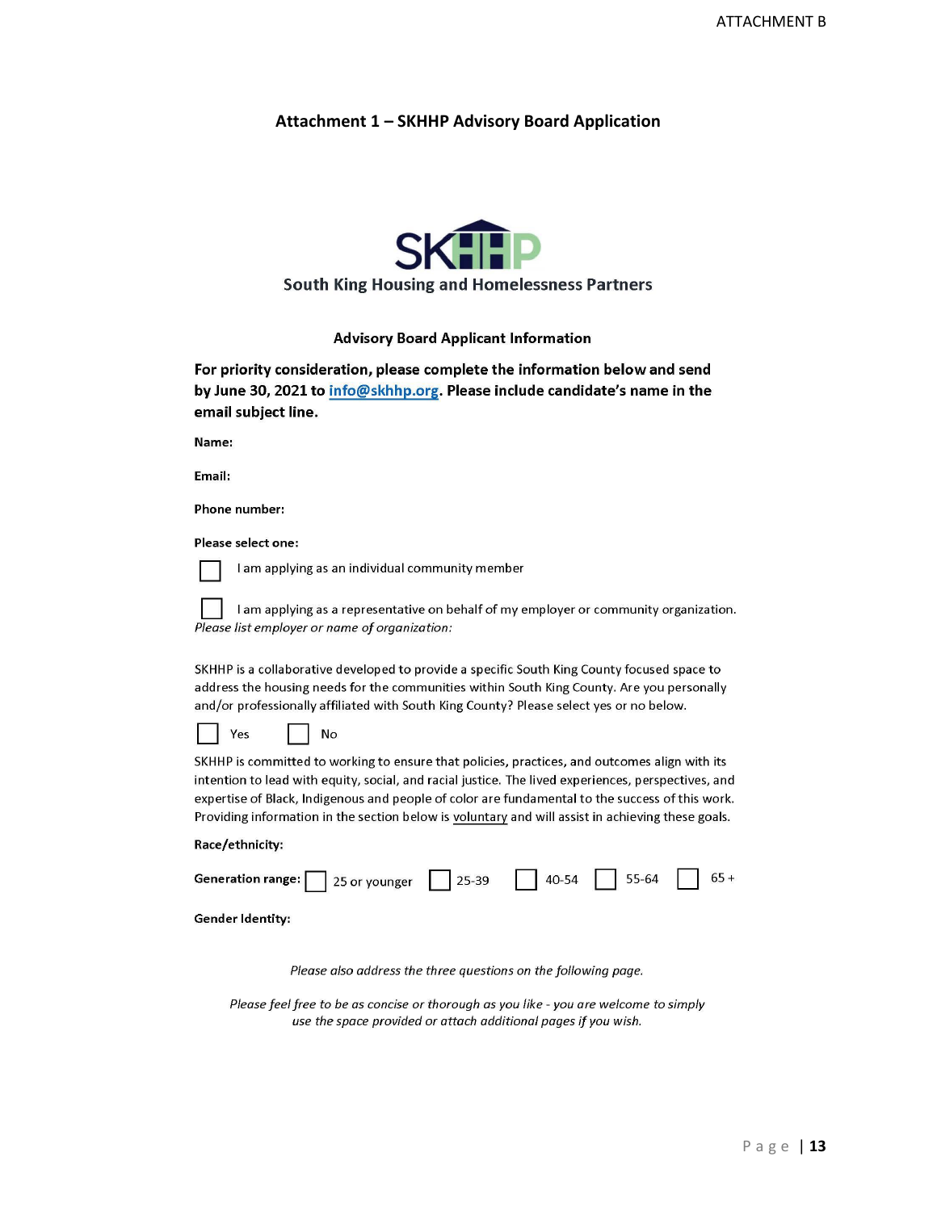ATTACHMENT B

## Attachment 1 – SKHHP Advisory Board Application

**South King Housing and Homelessness Partners**

### Advisory Board Applicant Information

**For priority consideration, please complete the information below and send by June 30, 2021 to info@skhhp.org. Please include candidate's name in the email subject line.**

**Name:**

**Email:**

**Phone number:**

**Please select one:**

☐ I am applying as an individual community member

☐ I am applying as a representative on behalf of my employer or community organization.
*Please list employer or name of organization:*

SKHHP is a collaborative developed to provide a specific South King County focused space to address the housing needs for the communities within South King County. Are you personally and/or professionally affiliated with South King County? Please select yes or no below.

☐ Yes ☐ No

SKHHP is committed to working to ensure that policies, practices, and outcomes align with its intention to lead with equity, social, and racial justice. The lived experiences, perspectives, and expertise of Black, Indigenous and people of color are fundamental to the success of this work. Providing information in the section below is voluntary and will assist in achieving these goals.

**Race/ethnicity:**

**Generation range:** ☐ 25 or younger ☐ 25-39 ☐ 40-54 ☐ 55-64 ☐ 65 +

**Gender Identity:**

*Please also address the three questions on the following page.*

*Please feel free to be as concise or thorough as you like - you are welcome to simply use the space provided or attach additional pages if you wish.*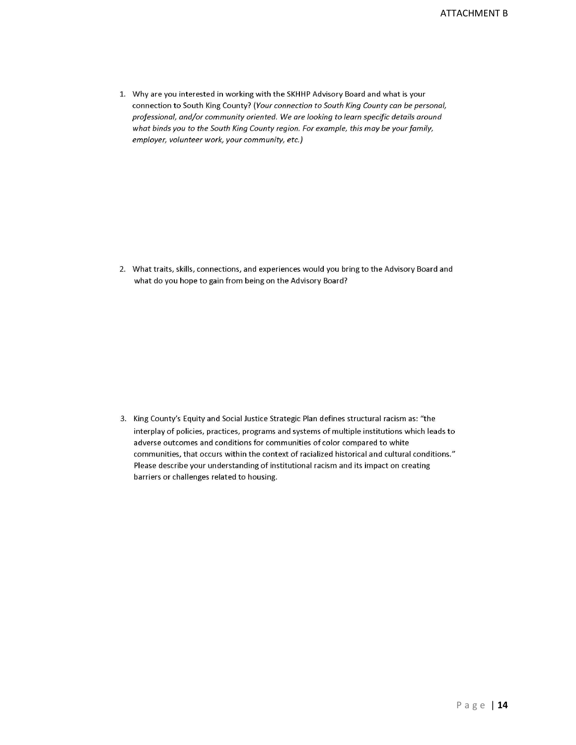ATTACHMENT B

1. Why are you interested in working with the SKHHP Advisory Board and what is your connection to South King County? (*Your connection to South King County can be personal, professional, and/or community oriented. We are looking to learn specific details around what binds you to the South King County region. For example, this may be your family, employer, volunteer work, your community, etc.)*

2. What traits, skills, connections, and experiences would you bring to the Advisory Board and what do you hope to gain from being on the Advisory Board?

3. King County's Equity and Social Justice Strategic Plan defines structural racism as: "the interplay of policies, practices, programs and systems of multiple institutions which leads to adverse outcomes and conditions for communities of color compared to white communities, that occurs within the context of racialized historical and cultural conditions." Please describe your understanding of institutional racism and its impact on creating barriers or challenges related to housing.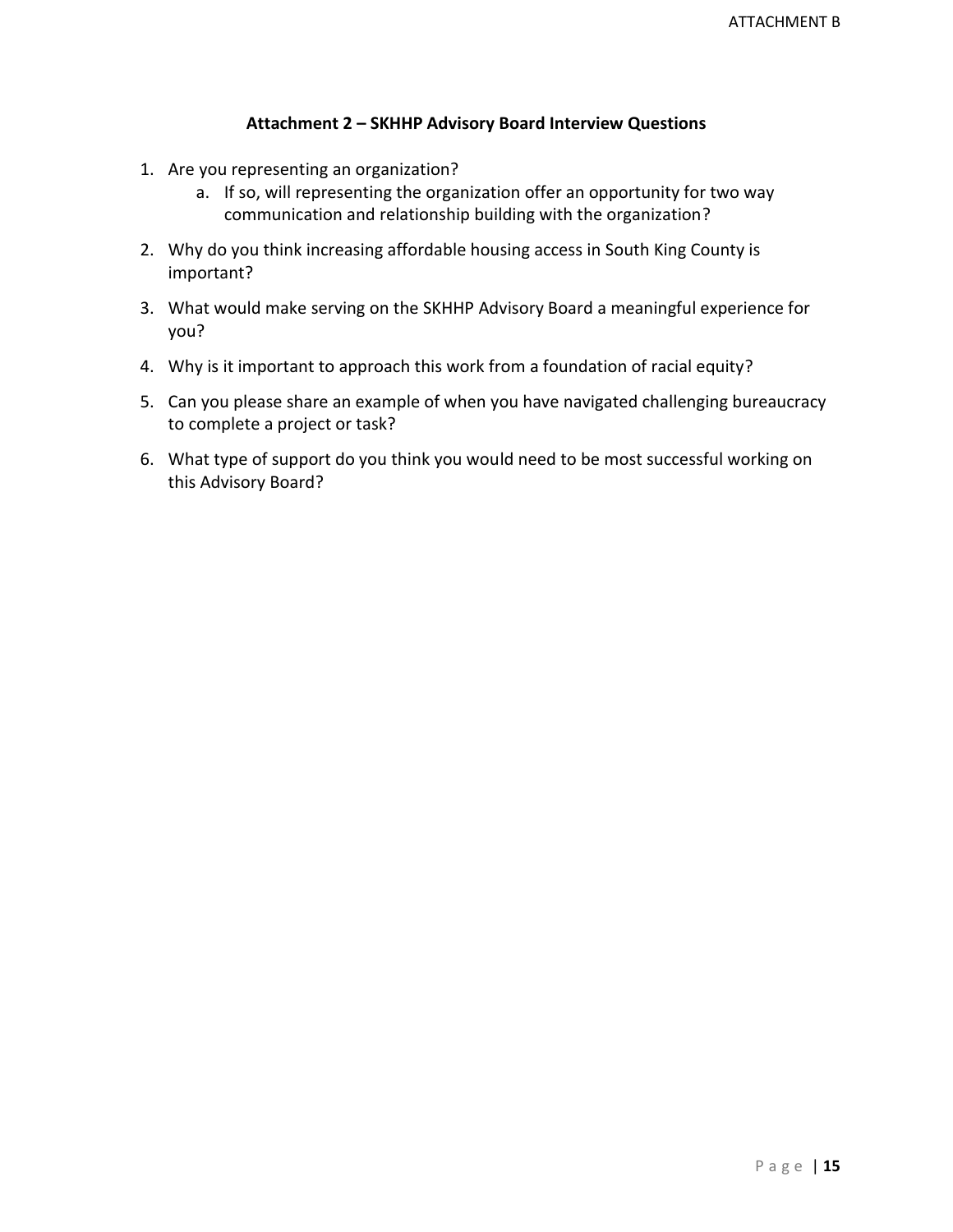## Attachment 2 – SKHHP Advisory Board Interview Questions

1. Are you representing an organization?
    a. If so, will representing the organization offer an opportunity for two way communication and relationship building with the organization?
2. Why do you think increasing affordable housing access in South King County is important?
3. What would make serving on the SKHHP Advisory Board a meaningful experience for you?
4. Why is it important to approach this work from a foundation of racial equity?
5. Can you please share an example of when you have navigated challenging bureaucracy to complete a project or task?
6. What type of support do you think you would need to be most successful working on this Advisory Board?